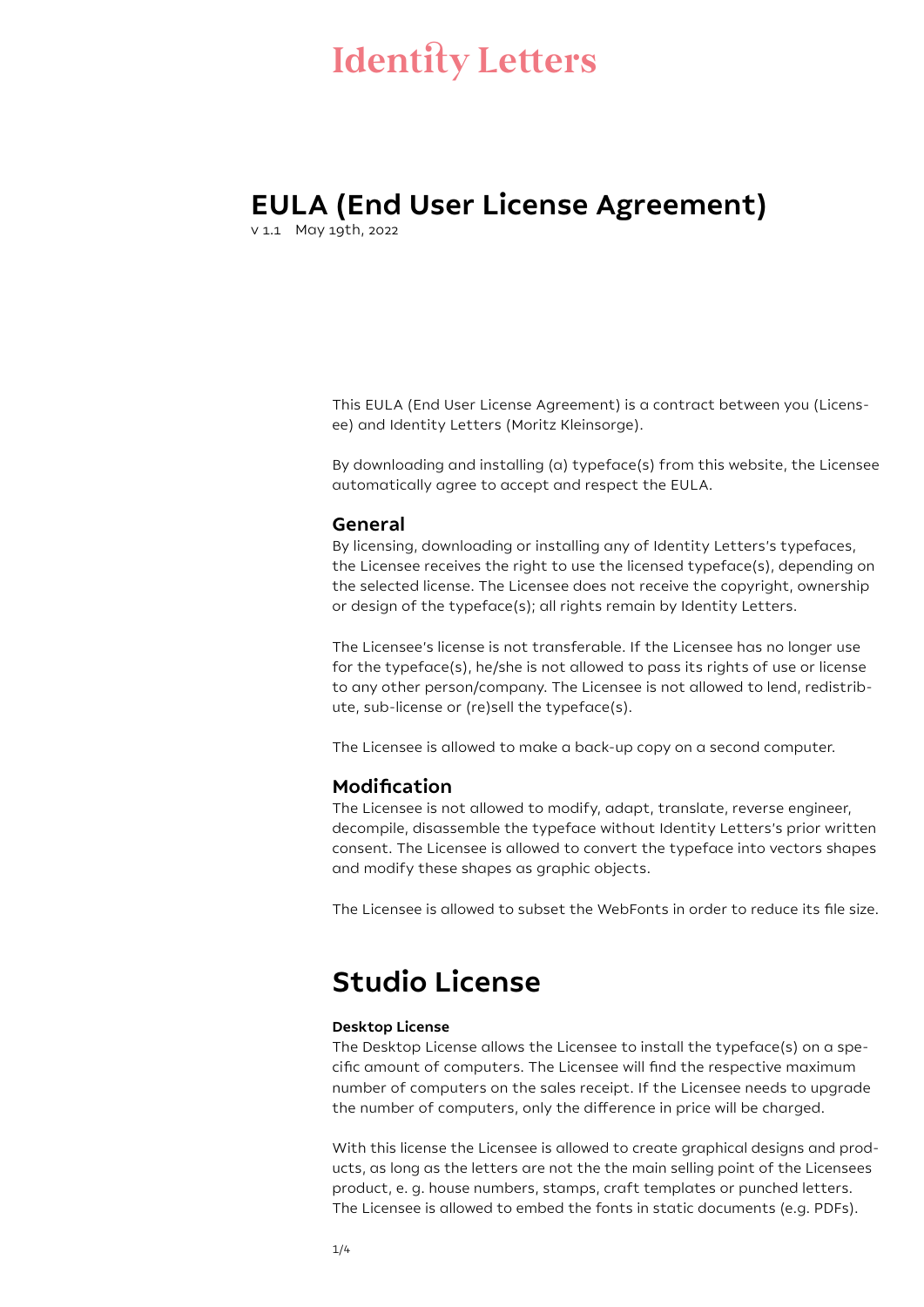# Identity Letters

## EULA (End User License Agreement)

v 1.1 May 19th, 2022

This EULA (End User License Agreement) is a contract between you (Licensee) and Identity Letters (Moritz Kleinsorge).

By downloading and installing (a) typeface(s) from this website, the Licensee automatically agree to accept and respect the EULA.

### General

By licensing, downloading or installing any of Identity Letters's typefaces, the Licensee receives the right to use the licensed typeface(s), depending on the selected license. The Licensee does not receive the copyright, ownership or design of the typeface(s); all rights remain by Identity Letters.

The Licensee's license is not transferable. If the Licensee has no longer use for the typeface(s), he/she is not allowed to pass its rights of use or license to any other person/company. The Licensee is not allowed to lend, redistribute, sub-license or (re)sell the typeface(s).

The Licensee is allowed to make a back-up copy on a second computer.

### Modification

The Licensee is not allowed to modify, adapt, translate, reverse engineer, decompile, disassemble the typeface without Identity Letters's prior written consent. The Licensee is allowed to convert the typeface into vectors shapes and modify these shapes as graphic objects.

The Licensee is allowed to subset the WebFonts in order to reduce its file size.

## Studio License

**Desktop License**

The Desktop License allows the Licensee to install the typeface(s) on a specific amount of computers. The Licensee will find the respective maximum number of computers on the sales receipt. If the Licensee needs to upgrade the number of computers, only the difference in price will be charged.

With this license the Licensee is allowed to create graphical designs and products, as long as the letters are not the the main selling point of the Licensees product, e. g. house numbers, stamps, craft templates or punched letters. The Licensee is allowed to embed the fonts in static documents (e.g. PDFs).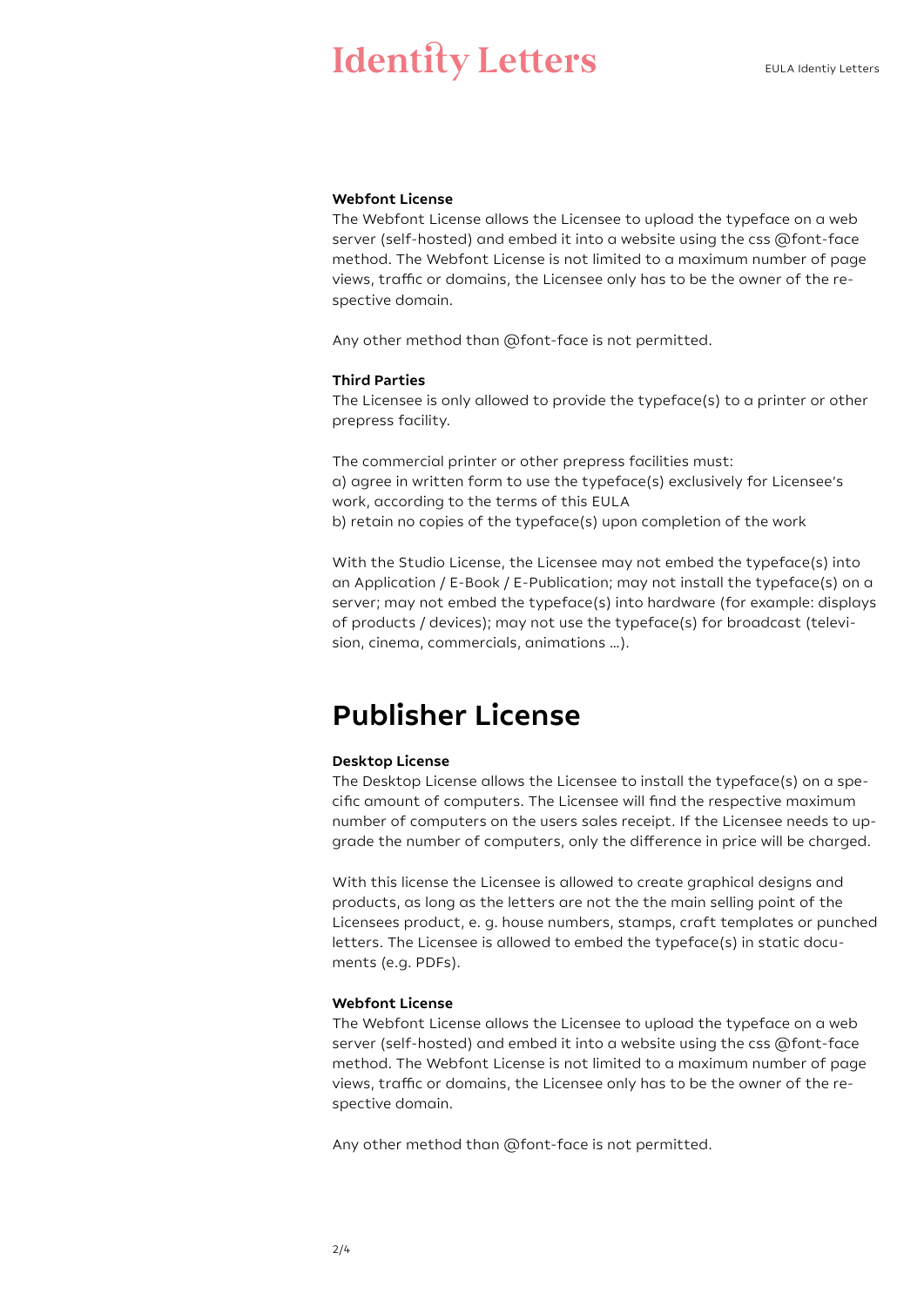**Webfont License**
The Webfont License allows the Licensee to upload the typeface on a web server (self-hosted) and embed it into a website using the css @font-face method. The Webfont License is not limited to a maximum number of page views, traffic or domains, the Licensee only has to be the owner of the respective domain.

Any other method than @font-face is not permitted.

**Third Parties**
The Licensee is only allowed to provide the typeface(s) to a printer or other prepress facility.

The commercial printer or other prepress facilities must:
a) agree in written form to use the typeface(s) exclusively for Licensee's work, according to the terms of this EULA
b) retain no copies of the typeface(s) upon completion of the work

With the Studio License, the Licensee may not embed the typeface(s) into an Application / E-Book / E-Publication; may not install the typeface(s) on a server; may not embed the typeface(s) into hardware (for example: displays of products / devices); may not use the typeface(s) for broadcast (television, cinema, commercials, animations …).

# Publisher License

**Desktop License**
The Desktop License allows the Licensee to install the typeface(s) on a specific amount of computers. The Licensee will find the respective maximum number of computers on the users sales receipt. If the Licensee needs to upgrade the number of computers, only the difference in price will be charged.

With this license the Licensee is allowed to create graphical designs and products, as long as the letters are not the the main selling point of the Licensees product, e. g. house numbers, stamps, craft templates or punched letters. The Licensee is allowed to embed the typeface(s) in static documents (e.g. PDFs).

**Webfont License**
The Webfont License allows the Licensee to upload the typeface on a web server (self-hosted) and embed it into a website using the css @font-face method. The Webfont License is not limited to a maximum number of page views, traffic or domains, the Licensee only has to be the owner of the respective domain.

Any other method than @font-face is not permitted.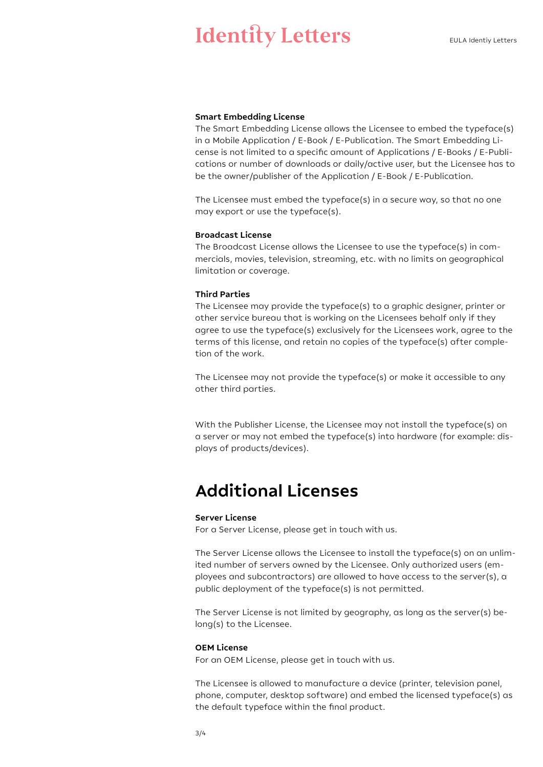**Smart Embedding License**
The Smart Embedding License allows the Licensee to embed the typeface(s) in a Mobile Application / E-Book / E-Publication. The Smart Embedding License is not limited to a specific amount of Applications / E-Books / E-Publications or number of downloads or daily/active user, but the Licensee has to be the owner/publisher of the Application / E-Book / E-Publication.

The Licensee must embed the typeface(s) in a secure way, so that no one may export or use the typeface(s).

**Broadcast License**
The Broadcast License allows the Licensee to use the typeface(s) in commercials, movies, television, streaming, etc. with no limits on geographical limitation or coverage.

**Third Parties**
The Licensee may provide the typeface(s) to a graphic designer, printer or other service bureau that is working on the Licensees behalf only if they agree to use the typeface(s) exclusively for the Licensees work, agree to the terms of this license, and retain no copies of the typeface(s) after completion of the work.

The Licensee may not provide the typeface(s) or make it accessible to any other third parties.

With the Publisher License, the Licensee may not install the typeface(s) on a server or may not embed the typeface(s) into hardware (for example: displays of products/devices).

## Additional Licenses

**Server License**
For a Server License, please get in touch with us.

The Server License allows the Licensee to install the typeface(s) on an unlimited number of servers owned by the Licensee. Only authorized users (employees and subcontractors) are allowed to have access to the server(s), a public deployment of the typeface(s) is not permitted.

The Server License is not limited by geography, as long as the server(s) belong(s) to the Licensee.

**OEM License**
For an OEM License, please get in touch with us.

The Licensee is allowed to manufacture a device (printer, television panel, phone, computer, desktop software) and embed the licensed typeface(s) as the default typeface within the final product.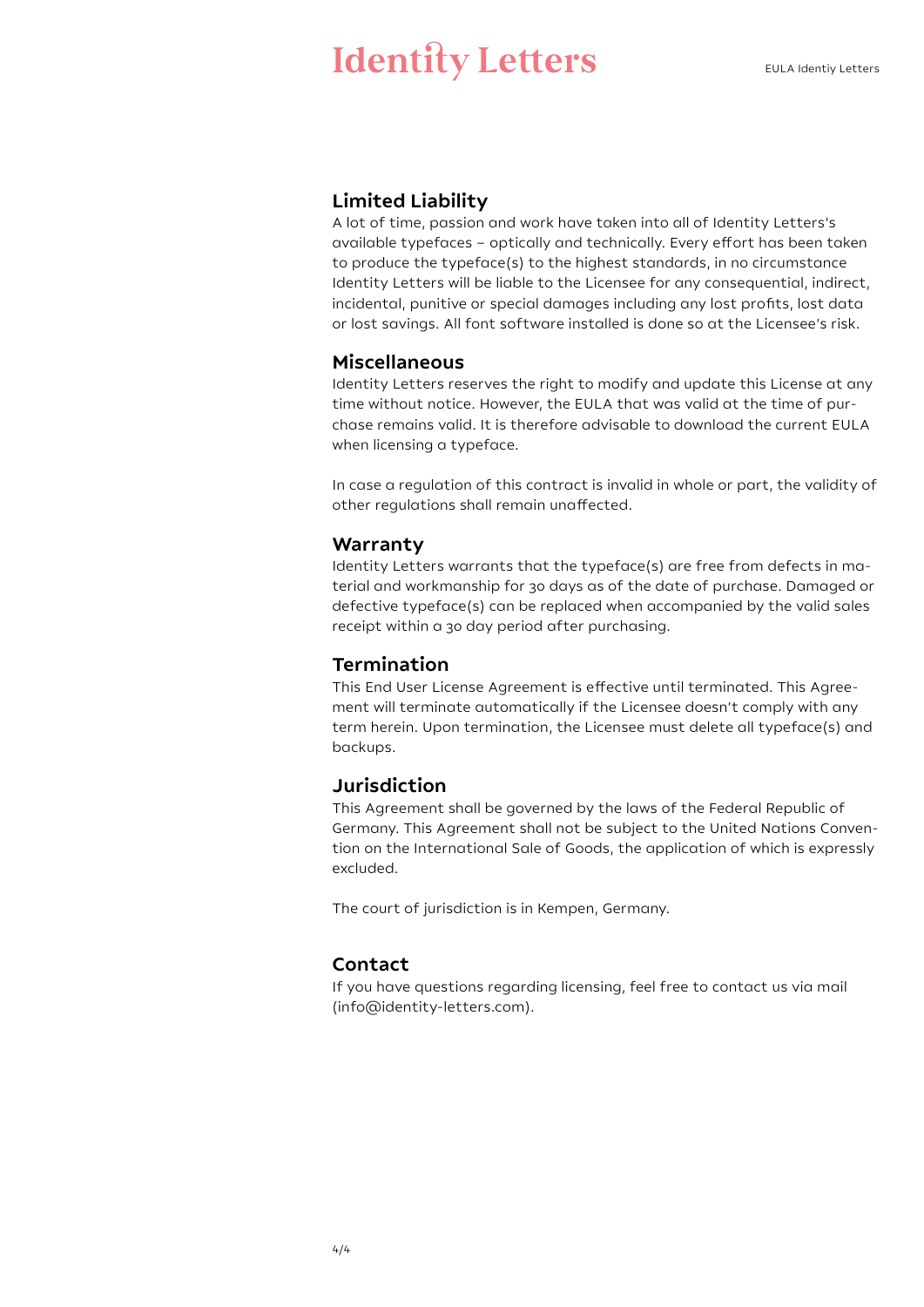## Limited Liability

A lot of time, passion and work have taken into all of Identity Letters's available typefaces – optically and technically. Every effort has been taken to produce the typeface(s) to the highest standards, in no circumstance Identity Letters will be liable to the Licensee for any consequential, indirect, incidental, punitive or special damages including any lost profits, lost data or lost savings. All font software installed is done so at the Licensee's risk.

## Miscellaneous

Identity Letters reserves the right to modify and update this License at any time without notice. However, the EULA that was valid at the time of purchase remains valid. It is therefore advisable to download the current EULA when licensing a typeface.

In case a regulation of this contract is invalid in whole or part, the validity of other regulations shall remain unaffected.

## Warranty

Identity Letters warrants that the typeface(s) are free from defects in material and workmanship for 30 days as of the date of purchase. Damaged or defective typeface(s) can be replaced when accompanied by the valid sales receipt within a 30 day period after purchasing.

## Termination

This End User License Agreement is effective until terminated. This Agreement will terminate automatically if the Licensee doesn't comply with any term herein. Upon termination, the Licensee must delete all typeface(s) and backups.

## Jurisdiction

This Agreement shall be governed by the laws of the Federal Republic of Germany. This Agreement shall not be subject to the United Nations Convention on the International Sale of Goods, the application of which is expressly excluded.

The court of jurisdiction is in Kempen, Germany.

## Contact

If you have questions regarding licensing, feel free to contact us via mail (info@identity-letters.com).